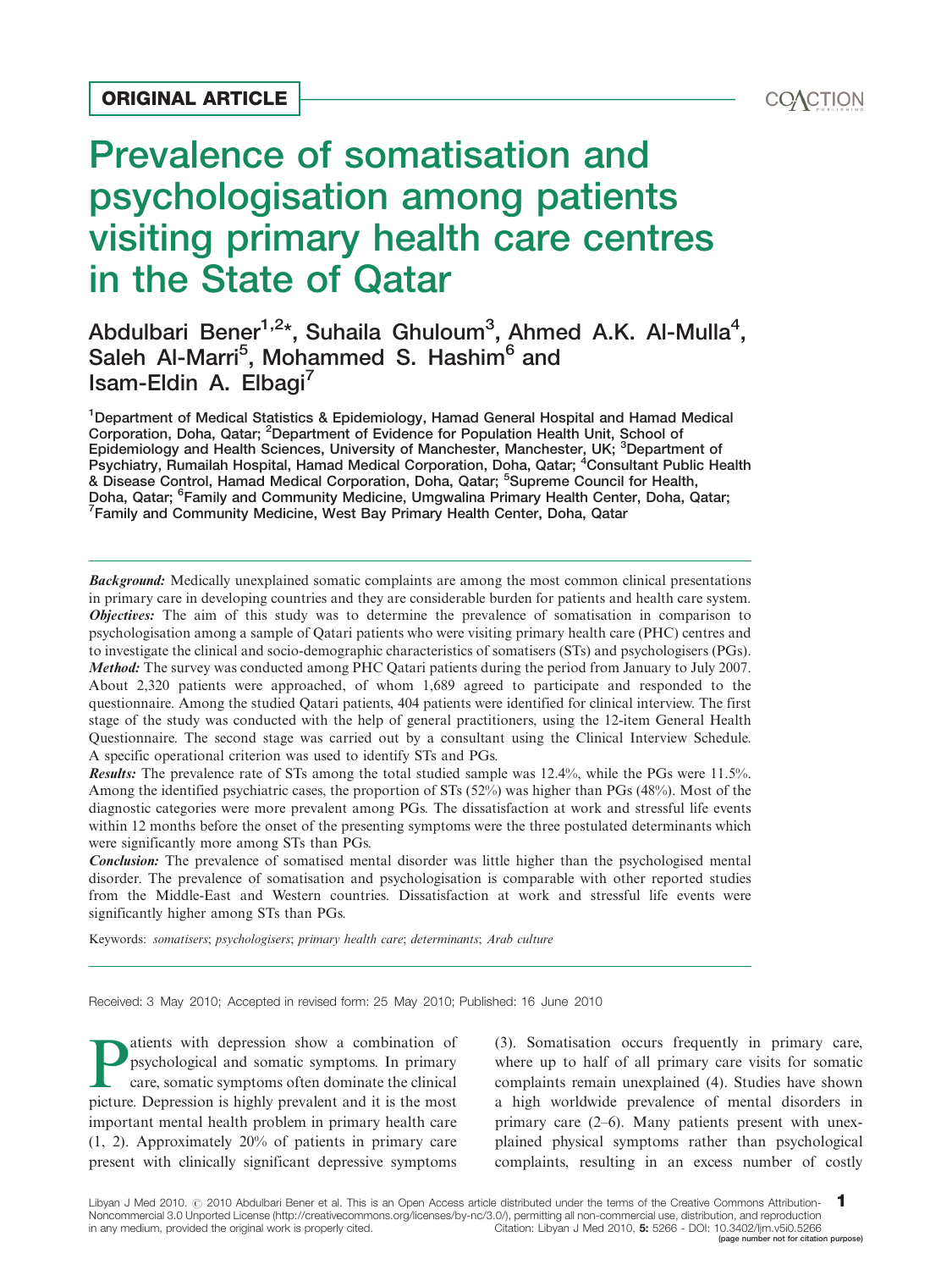ORIGINAL ARTICLE

# Prevalence of somatisation and psychologisation among patients visiting primary health care centres in the State of Qatar

Abdulbari Bener[1,2]*, Suhaila Ghuloum[3], Ahmed A.K. Al-Mulla[4], Saleh Al-Marri[5], Mohammed S. Hashim[6] and Isam-Eldin A. Elbagi[7]

[1]Department of Medical Statistics & Epidemiology, Hamad General Hospital and Hamad Medical Corporation, Doha, Qatar; [2]Department of Evidence for Population Health Unit, School of Epidemiology and Health Sciences, University of Manchester, Manchester, UK; [3]Department of Psychiatry, Rumailah Hospital, Hamad Medical Corporation, Doha, Qatar; [4]Consultant Public Health & Disease Control, Hamad Medical Corporation, Doha, Qatar; [5]Supreme Council for Health, Doha, Qatar; [6]Family and Community Medicine, Umgwalina Primary Health Center, Doha, Qatar; [7]Family and Community Medicine, West Bay Primary Health Center, Doha, Qatar

***Background:*** Medically unexplained somatic complaints are among the most common clinical presentations in primary care in developing countries and they are considerable burden for patients and health care system.
***Objectives:*** The aim of this study was to determine the prevalence of somatisation in comparison to psychologisation among a sample of Qatari patients who were visiting primary health care (PHC) centres and to investigate the clinical and socio-demographic characteristics of somatisers (STs) and psychologisers (PGs).
***Method:*** The survey was conducted among PHC Qatari patients during the period from January to July 2007. About 2,320 patients were approached, of whom 1,689 agreed to participate and responded to the questionnaire. Among the studied Qatari patients, 404 patients were identified for clinical interview. The first stage of the study was conducted with the help of general practitioners, using the 12-item General Health Questionnaire. The second stage was carried out by a consultant using the Clinical Interview Schedule. A specific operational criterion was used to identify STs and PGs.
***Results:*** The prevalence rate of STs among the total studied sample was 12.4%, while the PGs were 11.5%. Among the identified psychiatric cases, the proportion of STs (52%) was higher than PGs (48%). Most of the diagnostic categories were more prevalent among PGs. The dissatisfaction at work and stressful life events within 12 months before the onset of the presenting symptoms were the three postulated determinants which were significantly more among STs than PGs.
***Conclusion:*** The prevalence of somatised mental disorder was little higher than the psychologised mental disorder. The prevalence of somatisation and psychologisation is comparable with other reported studies from the Middle-East and Western countries. Dissatisfaction at work and stressful life events were significantly higher among STs than PGs.

Keywords: *somatisers*; *psychologisers*; *primary health care*; *determinants*; *Arab culture*

Received: 3 May 2010; Accepted in revised form: 25 May 2010; Published: 16 June 2010

Patients with depression show a combination of psychological and somatic symptoms. In primary care, somatic symptoms often dominate the clinical picture. Depression is highly prevalent and it is the most important mental health problem in primary health care (1, 2). Approximately 20% of patients in primary care present with clinically significant depressive symptoms (3). Somatisation occurs frequently in primary care, where up to half of all primary care visits for somatic complaints remain unexplained (4). Studies have shown a high worldwide prevalence of mental disorders in primary care (2–6). Many patients present with unexplained physical symptoms rather than psychological complaints, resulting in an excess number of costly

Libyan J Med 2010. © 2010 Abdulbari Bener et al. This is an Open Access article distributed under the terms of the Creative Commons Attribution-Noncommercial 3.0 Unported License (http://creativecommons.org/licenses/by-nc/3.0/), permitting all non-commercial use, distribution, and reproduction in any medium, provided the original work is properly cited. Citation: Libyan J Med 2010, 5: 5266 - DOI: 10.3402/ljm.v5i0.5266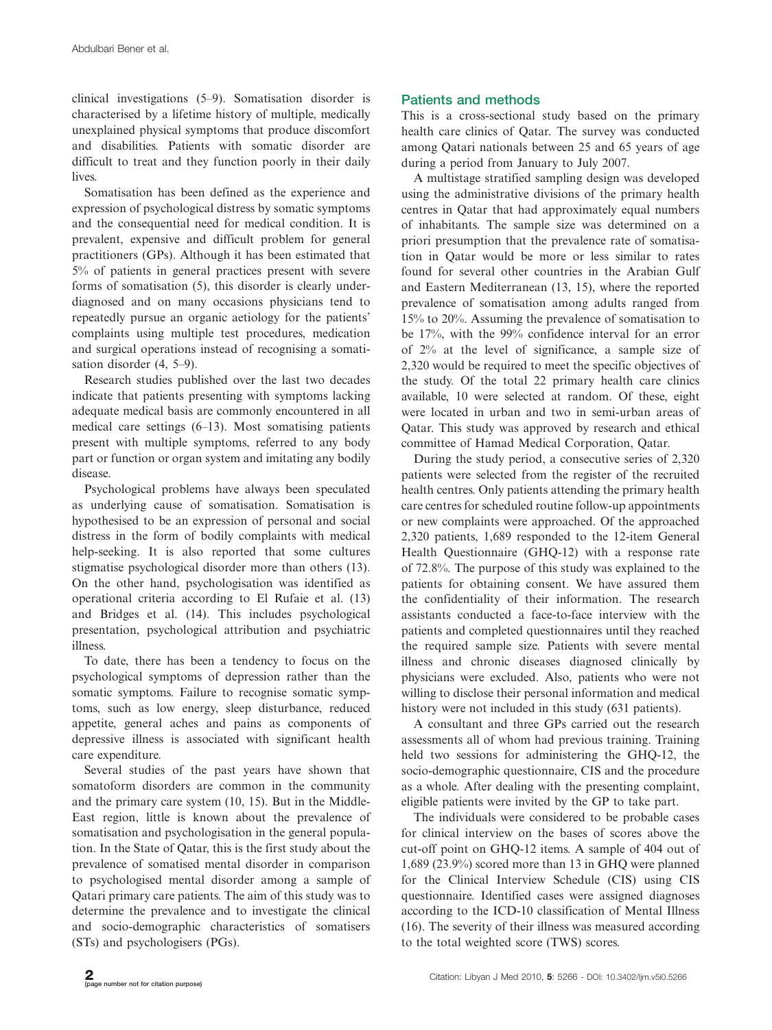clinical investigations (5–9). Somatisation disorder is characterised by a lifetime history of multiple, medically unexplained physical symptoms that produce discomfort and disabilities. Patients with somatic disorder are difficult to treat and they function poorly in their daily lives.

Somatisation has been defined as the experience and expression of psychological distress by somatic symptoms and the consequential need for medical condition. It is prevalent, expensive and difficult problem for general practitioners (GPs). Although it has been estimated that 5% of patients in general practices present with severe forms of somatisation (5), this disorder is clearly underdiagnosed and on many occasions physicians tend to repeatedly pursue an organic aetiology for the patients' complaints using multiple test procedures, medication and surgical operations instead of recognising a somatisation disorder (4, 5–9).

Research studies published over the last two decades indicate that patients presenting with symptoms lacking adequate medical basis are commonly encountered in all medical care settings (6–13). Most somatising patients present with multiple symptoms, referred to any body part or function or organ system and imitating any bodily disease.

Psychological problems have always been speculated as underlying cause of somatisation. Somatisation is hypothesised to be an expression of personal and social distress in the form of bodily complaints with medical help-seeking. It is also reported that some cultures stigmatise psychological disorder more than others (13). On the other hand, psychologisation was identified as operational criteria according to El Rufaie et al. (13) and Bridges et al. (14). This includes psychological presentation, psychological attribution and psychiatric illness.

To date, there has been a tendency to focus on the psychological symptoms of depression rather than the somatic symptoms. Failure to recognise somatic symptoms, such as low energy, sleep disturbance, reduced appetite, general aches and pains as components of depressive illness is associated with significant health care expenditure.

Several studies of the past years have shown that somatoform disorders are common in the community and the primary care system (10, 15). But in the Middle-East region, little is known about the prevalence of somatisation and psychologisation in the general population. In the State of Qatar, this is the first study about the prevalence of somatised mental disorder in comparison to psychologised mental disorder among a sample of Qatari primary care patients. The aim of this study was to determine the prevalence and to investigate the clinical and socio-demographic characteristics of somatisers (STs) and psychologisers (PGs).

## Patients and methods

This is a cross-sectional study based on the primary health care clinics of Qatar. The survey was conducted among Qatari nationals between 25 and 65 years of age during a period from January to July 2007.

A multistage stratified sampling design was developed using the administrative divisions of the primary health centres in Qatar that had approximately equal numbers of inhabitants. The sample size was determined on a priori presumption that the prevalence rate of somatisation in Qatar would be more or less similar to rates found for several other countries in the Arabian Gulf and Eastern Mediterranean (13, 15), where the reported prevalence of somatisation among adults ranged from 15% to 20%. Assuming the prevalence of somatisation to be 17%, with the 99% confidence interval for an error of 2% at the level of significance, a sample size of 2,320 would be required to meet the specific objectives of the study. Of the total 22 primary health care clinics available, 10 were selected at random. Of these, eight were located in urban and two in semi-urban areas of Qatar. This study was approved by research and ethical committee of Hamad Medical Corporation, Qatar.

During the study period, a consecutive series of 2,320 patients were selected from the register of the recruited health centres. Only patients attending the primary health care centres for scheduled routine follow-up appointments or new complaints were approached. Of the approached 2,320 patients, 1,689 responded to the 12-item General Health Questionnaire (GHQ-12) with a response rate of 72.8%. The purpose of this study was explained to the patients for obtaining consent. We have assured them the confidentiality of their information. The research assistants conducted a face-to-face interview with the patients and completed questionnaires until they reached the required sample size. Patients with severe mental illness and chronic diseases diagnosed clinically by physicians were excluded. Also, patients who were not willing to disclose their personal information and medical history were not included in this study (631 patients).

A consultant and three GPs carried out the research assessments all of whom had previous training. Training held two sessions for administering the GHQ-12, the socio-demographic questionnaire, CIS and the procedure as a whole. After dealing with the presenting complaint, eligible patients were invited by the GP to take part.

The individuals were considered to be probable cases for clinical interview on the bases of scores above the cut-off point on GHQ-12 items. A sample of 404 out of 1,689 (23.9%) scored more than 13 in GHQ were planned for the Clinical Interview Schedule (CIS) using CIS questionnaire. Identified cases were assigned diagnoses according to the ICD-10 classification of Mental Illness (16). The severity of their illness was measured according to the total weighted score (TWS) scores.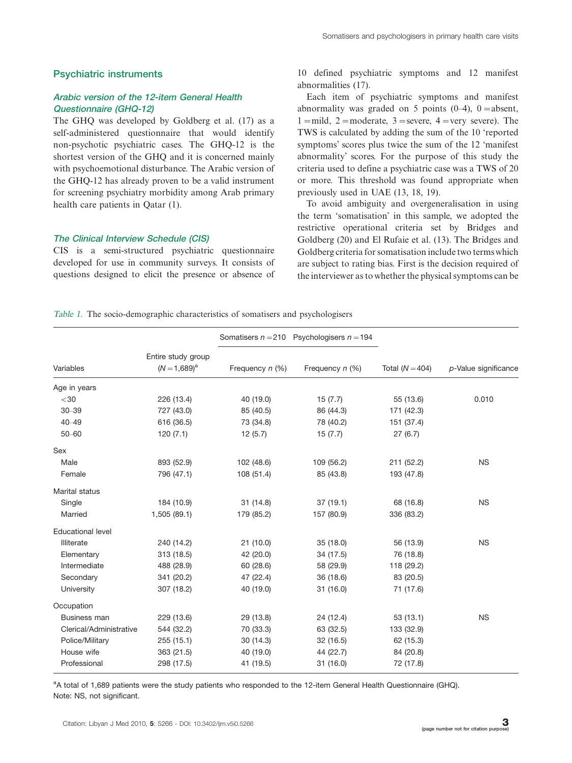## Psychiatric instruments

### *Arabic version of the 12-item General Health Questionnaire (GHQ-12)*

The GHQ was developed by Goldberg et al. (17) as a self-administered questionnaire that would identify non-psychotic psychiatric cases. The GHQ-12 is the shortest version of the GHQ and it is concerned mainly with psychoemotional disturbance. The Arabic version of the GHQ-12 has already proven to be a valid instrument for screening psychiatry morbidity among Arab primary health care patients in Qatar (1).

### *The Clinical Interview Schedule (CIS)*

CIS is a semi-structured psychiatric questionnaire developed for use in community surveys. It consists of questions designed to elicit the presence or absence of 10 defined psychiatric symptoms and 12 manifest abnormalities (17).

Each item of psychiatric symptoms and manifest abnormality was graded on 5 points (0–4), 0 = absent, 1 = mild, 2 = moderate, 3 = severe, 4 = very severe). The TWS is calculated by adding the sum of the 10 'reported symptoms' scores plus twice the sum of the 12 'manifest abnormality' scores. For the purpose of this study the criteria used to define a psychiatric case was a TWS of 20 or more. This threshold was found appropriate when previously used in UAE (13, 18, 19).

To avoid ambiguity and overgeneralisation in using the term 'somatisation' in this sample, we adopted the restrictive operational criteria set by Bridges and Goldberg (20) and El Rufaie et al. (13). The Bridges and Goldberg criteria for somatisation include two terms which are subject to rating bias. First is the decision required of the interviewer as to whether the physical symptoms can be

*Table 1.* The socio-demographic characteristics of somatisers and psychologisers

| Variables | Entire study group ($N$ = 1,689)[a] | Somatisers $n$ = 210 Frequency $n$ (%) | Psychologisers $n$ = 194 Frequency $n$ (%) | Total ($N$ = 404) | $p$-Value significance |
|---|---|---|---|---|---|
| Age in years | | | | | |
| <30 | 226 (13.4) | 40 (19.0) | 15 (7.7) | 55 (13.6) | 0.010 |
| 30–39 | 727 (43.0) | 85 (40.5) | 86 (44.3) | 171 (42.3) | |
| 40–49 | 616 (36.5) | 73 (34.8) | 78 (40.2) | 151 (37.4) | |
| 50–60 | 120 (7.1) | 12 (5.7) | 15 (7.7) | 27 (6.7) | |
| Sex | | | | | |
| Male | 893 (52.9) | 102 (48.6) | 109 (56.2) | 211 (52.2) | NS |
| Female | 796 (47.1) | 108 (51.4) | 85 (43.8) | 193 (47.8) | |
| Marital status | | | | | |
| Single | 184 (10.9) | 31 (14.8) | 37 (19.1) | 68 (16.8) | NS |
| Married | 1,505 (89.1) | 179 (85.2) | 157 (80.9) | 336 (83.2) | |
| Educational level | | | | | |
| Illiterate | 240 (14.2) | 21 (10.0) | 35 (18.0) | 56 (13.9) | NS |
| Elementary | 313 (18.5) | 42 (20.0) | 34 (17.5) | 76 (18.8) | |
| Intermediate | 488 (28.9) | 60 (28.6) | 58 (29.9) | 118 (29.2) | |
| Secondary | 341 (20.2) | 47 (22.4) | 36 (18.6) | 83 (20.5) | |
| University | 307 (18.2) | 40 (19.0) | 31 (16.0) | 71 (17.6) | |
| Occupation | | | | | |
| Business man | 229 (13.6) | 29 (13.8) | 24 (12.4) | 53 (13.1) | NS |
| Clerical/Administrative | 544 (32.2) | 70 (33.3) | 63 (32.5) | 133 (32.9) | |
| Police/Military | 255 (15.1) | 30 (14.3) | 32 (16.5) | 62 (15.3) | |
| House wife | 363 (21.5) | 40 (19.0) | 44 (22.7) | 84 (20.8) | |
| Professional | 298 (17.5) | 41 (19.5) | 31 (16.0) | 72 (17.8) | |

[a]A total of 1,689 patients were the study patients who responded to the 12-item General Health Questionnaire (GHQ).
Note: NS, not significant.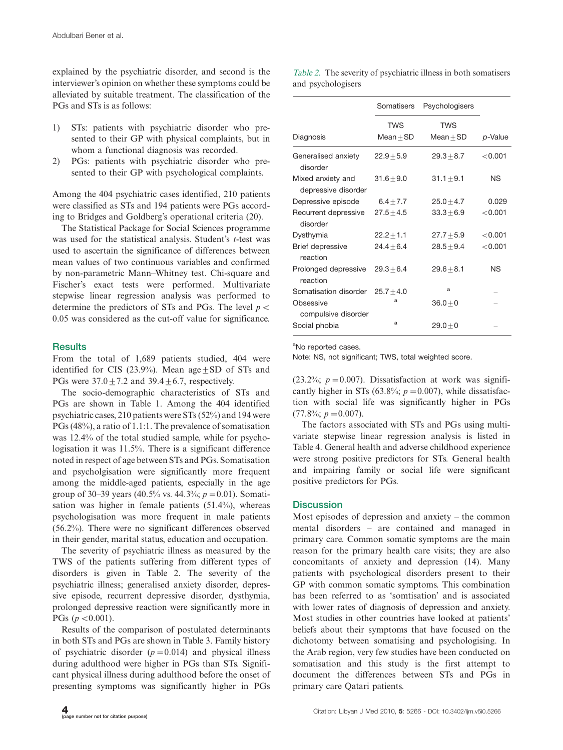explained by the psychiatric disorder, and second is the interviewer's opinion on whether these symptoms could be alleviated by suitable treatment. The classification of the PGs and STs is as follows:

1) STs: patients with psychiatric disorder who presented to their GP with physical complaints, but in whom a functional diagnosis was recorded.
2) PGs: patients with psychiatric disorder who presented to their GP with psychological complaints.

Among the 404 psychiatric cases identified, 210 patients were classified as STs and 194 patients were PGs according to Bridges and Goldberg's operational criteria (20).

The Statistical Package for Social Sciences programme was used for the statistical analysis. Student's *t*-test was used to ascertain the significance of differences between mean values of two continuous variables and confirmed by non-parametric Mann–Whitney test. Chi-square and Fischer's exact tests were performed. Multivariate stepwise linear regression analysis was performed to determine the predictors of STs and PGs. The level $p < 0.05$ was considered as the cut-off value for significance.

## Results

From the total of 1,689 patients studied, 404 were identified for CIS (23.9%). Mean age ± SD of STs and PGs were $37.0 \pm 7.2$ and $39.4 \pm 6.7$, respectively.

The socio-demographic characteristics of STs and PGs are shown in Table 1. Among the 404 identified psychiatric cases, 210 patients were STs (52%) and 194 were PGs (48%), a ratio of 1.1:1. The prevalence of somatisation was 12.4% of the total studied sample, while for psychologisation it was 11.5%. There is a significant difference noted in respect of age between STs and PGs. Somatisation and psycholgisation were significantly more frequent among the middle-aged patients, especially in the age group of 30–39 years (40.5% vs. 44.3%; $p = 0.01$). Somatisation was higher in female patients (51.4%), whereas psychologisation was more frequent in male patients (56.2%). There were no significant differences observed in their gender, marital status, education and occupation.

The severity of psychiatric illness as measured by the TWS of the patients suffering from different types of disorders is given in Table 2. The severity of the psychiatric illness; generalised anxiety disorder, depressive episode, recurrent depressive disorder, dysthymia, prolonged depressive reaction were significantly more in PGs ($p < 0.001$).

Results of the comparison of postulated determinants in both STs and PGs are shown in Table 3. Family history of psychiatric disorder ($p = 0.014$) and physical illness during adulthood were higher in PGs than STs. Significant physical illness during adulthood before the onset of presenting symptoms was significantly higher in PGs (23.2%; $p = 0.007$). Dissatisfaction at work was significantly higher in STs (63.8%; $p = 0.007$), while dissatisfaction with social life was significantly higher in PGs (77.8%; $p = 0.007$).

The factors associated with STs and PGs using multivariate stepwise linear regression analysis is listed in Table 4. General health and adverse childhood experience were strong positive predictors for STs. General health and impairing family or social life were significant positive predictors for PGs.

*Table 2.* The severity of psychiatric illness in both somatisers and psychologisers

| | Somatisers | Psychologisers | |
|---|---|---|---|
| Diagnosis | TWS Mean ± SD | TWS Mean ± SD | *p*-Value |
| Generalised anxiety disorder | 22.9 ± 5.9 | 29.3 ± 8.7 | < 0.001 |
| Mixed anxiety and depressive disorder | 31.6 ± 9.0 | 31.1 ± 9.1 | NS |
| Depressive episode | 6.4 ± 7.7 | 25.0 ± 4.7 | 0.029 |
| Recurrent depressive disorder | 27.5 ± 4.5 | 33.3 ± 6.9 | < 0.001 |
| Dysthymia | 22.2 ± 1.1 | 27.7 ± 5.9 | < 0.001 |
| Brief depressive reaction | 24.4 ± 6.4 | 28.5 ± 9.4 | < 0.001 |
| Prolonged depressive reaction | 29.3 ± 6.4 | 29.6 ± 8.1 | NS |
| Somatisation disorder | 25.7 ± 4.0 | [a] | – |
| Obsessive compulsive disorder | [a] | 36.0 ± 0 | – |
| Social phobia | [a] | 29.0 ± 0 | – |

[a]No reported cases.

Note: NS, not significant; TWS, total weighted score.

## Discussion

Most episodes of depression and anxiety – the common mental disorders – are contained and managed in primary care. Common somatic symptoms are the main reason for the primary health care visits; they are also concomitants of anxiety and depression (14). Many patients with psychological disorders present to their GP with common somatic symptoms. This combination has been referred to as 'somtisation' and is associated with lower rates of diagnosis of depression and anxiety. Most studies in other countries have looked at patients' beliefs about their symptoms that have focused on the dichotomy between somatising and psychologising. In the Arab region, very few studies have been conducted on somatisation and this study is the first attempt to document the differences between STs and PGs in primary care Qatari patients.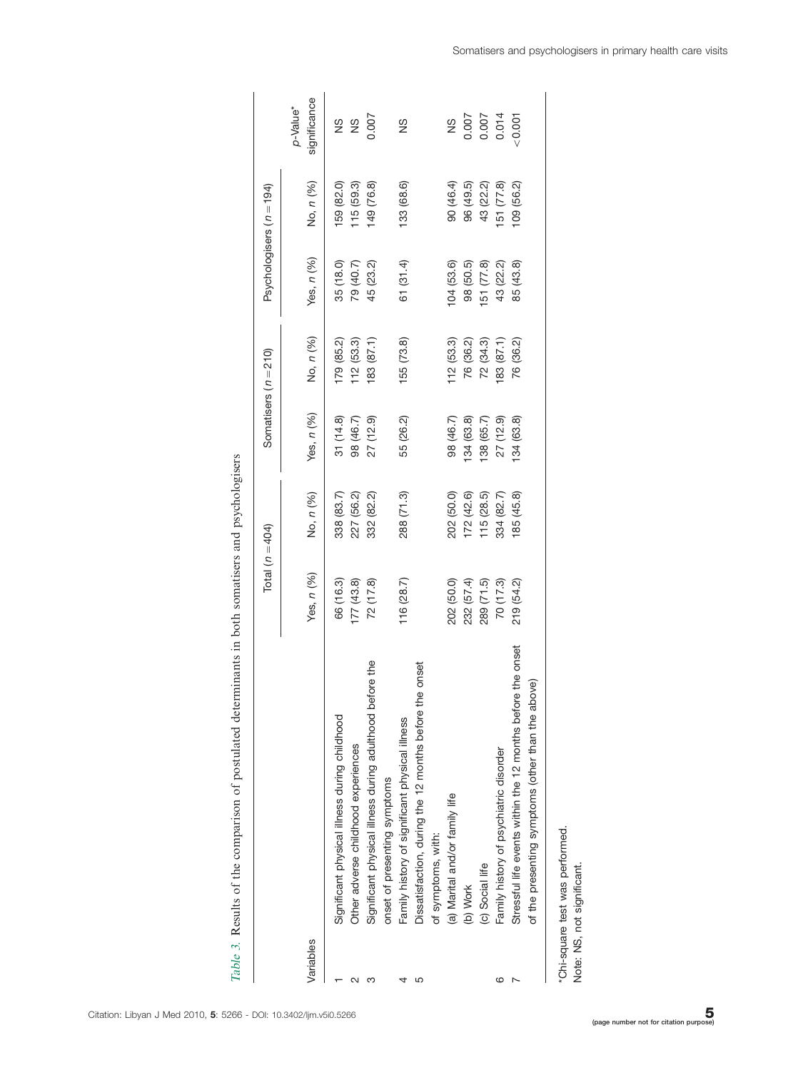*Table 3.* Results of the comparison of postulated determinants in both somatisers and psychologisers

| Variables | | Total ($n = 404$) | | Somatisers ($n = 210$) | | Psychologisers ($n = 194$) | | $p$-Value* |
|---|---|---|---|---|---|---|---|---|
| | | Yes, $n$ (%) | No, $n$ (%) | Yes, $n$ (%) | No, $n$ (%) | Yes, $n$ (%) | No, $n$ (%) | significance |
| 1 | Significant physical illness during childhood | 66 (16.3) | 338 (83.7) | 31 (14.8) | 179 (85.2) | 35 (18.0) | 159 (82.0) | NS |
| 2 | Other adverse childhood experiences | 177 (43.8) | 227 (56.2) | 98 (46.7) | 112 (53.3) | 79 (40.7) | 115 (59.3) | NS |
| 3 | Significant physical illness during adulthood before the onset of presenting symptoms | 72 (17.8) | 332 (82.2) | 27 (12.9) | 183 (87.1) | 45 (23.2) | 149 (76.8) | 0.007 |
| 4 | Family history of significant physical illness | 116 (28.7) | 288 (71.3) | 55 (26.2) | 155 (73.8) | 61 (31.4) | 133 (68.6) | NS |
| 5 | Dissatisfaction, during the 12 months before the onset of symptoms, with: | | | | | | | |
| | (a) Marital and/or family life | 202 (50.0) | 202 (50.0) | 98 (46.7) | 112 (53.3) | 104 (53.6) | 90 (46.4) | NS |
| | (b) Work | 232 (57.4) | 172 (42.6) | 134 (63.8) | 76 (36.2) | 98 (50.5) | 96 (49.5) | 0.007 |
| | (c) Social life | 289 (71.5) | 115 (28.5) | 138 (65.7) | 72 (34.3) | 151 (77.8) | 43 (22.2) | 0.007 |
| 6 | Family history of psychiatric disorder | 70 (17.3) | 334 (82.7) | 27 (12.9) | 183 (87.1) | 43 (22.2) | 151 (77.8) | 0.014 |
| 7 | Stressful life events within the 12 months before the onset of the presenting symptoms (other than the above) | 219 (54.2) | 185 (45.8) | 134 (63.8) | 76 (36.2) | 85 (43.8) | 109 (56.2) | <0.001 |

*Chi-square test was performed.
Note: NS, not significant.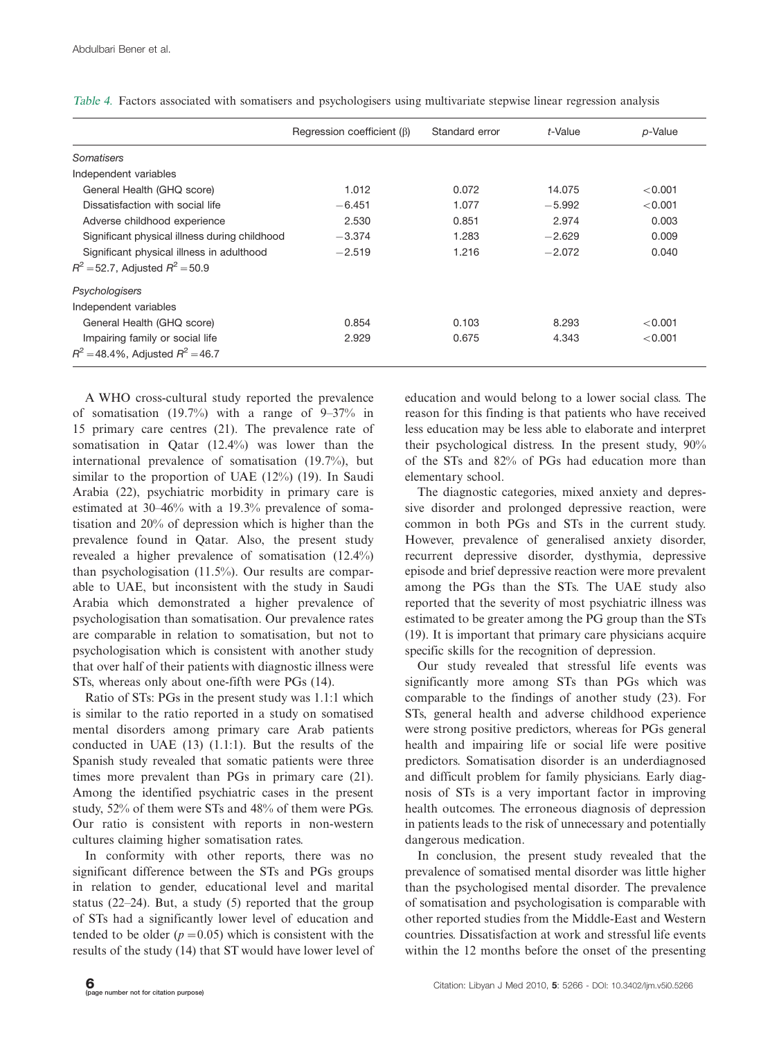*Table 4.* Factors associated with somatisers and psychologisers using multivariate stepwise linear regression analysis

| | Regression coefficient (β) | Standard error | *t*-Value | *p*-Value |
|---|---|---|---|---|
| *Somatisers* | | | | |
| Independent variables | | | | |
| General Health (GHQ score) | 1.012 | 0.072 | 14.075 | <0.001 |
| Dissatisfaction with social life | −6.451 | 1.077 | −5.992 | <0.001 |
| Adverse childhood experience | 2.530 | 0.851 | 2.974 | 0.003 |
| Significant physical illness during childhood | −3.374 | 1.283 | −2.629 | 0.009 |
| Significant physical illness in adulthood | −2.519 | 1.216 | −2.072 | 0.040 |
| $R^2 = 52.7$, Adjusted $R^2 = 50.9$ | | | | |
| *Psychologisers* | | | | |
| Independent variables | | | | |
| General Health (GHQ score) | 0.854 | 0.103 | 8.293 | <0.001 |
| Impairing family or social life | 2.929 | 0.675 | 4.343 | <0.001 |
| $R^2 = 48.4\%$, Adjusted $R^2 = 46.7$ | | | | |

A WHO cross-cultural study reported the prevalence of somatisation (19.7%) with a range of 9–37% in 15 primary care centres (21). The prevalence rate of somatisation in Qatar (12.4%) was lower than the international prevalence of somatisation (19.7%), but similar to the proportion of UAE (12%) (19). In Saudi Arabia (22), psychiatric morbidity in primary care is estimated at 30–46% with a 19.3% prevalence of somatisation and 20% of depression which is higher than the prevalence found in Qatar. Also, the present study revealed a higher prevalence of somatisation (12.4%) than psychologisation (11.5%). Our results are comparable to UAE, but inconsistent with the study in Saudi Arabia which demonstrated a higher prevalence of psychologisation than somatisation. Our prevalence rates are comparable in relation to somatisation, but not to psychologisation which is consistent with another study that over half of their patients with diagnostic illness were STs, whereas only about one-fifth were PGs (14).

Ratio of STs: PGs in the present study was 1.1:1 which is similar to the ratio reported in a study on somatised mental disorders among primary care Arab patients conducted in UAE (13) (1.1:1). But the results of the Spanish study revealed that somatic patients were three times more prevalent than PGs in primary care (21). Among the identified psychiatric cases in the present study, 52% of them were STs and 48% of them were PGs. Our ratio is consistent with reports in non-western cultures claiming higher somatisation rates.

In conformity with other reports, there was no significant difference between the STs and PGs groups in relation to gender, educational level and marital status (22–24). But, a study (5) reported that the group of STs had a significantly lower level of education and tended to be older ($p = 0.05$) which is consistent with the results of the study (14) that ST would have lower level of education and would belong to a lower social class. The reason for this finding is that patients who have received less education may be less able to elaborate and interpret their psychological distress. In the present study, 90% of the STs and 82% of PGs had education more than elementary school.

The diagnostic categories, mixed anxiety and depressive disorder and prolonged depressive reaction, were common in both PGs and STs in the current study. However, prevalence of generalised anxiety disorder, recurrent depressive disorder, dysthymia, depressive episode and brief depressive reaction were more prevalent among the PGs than the STs. The UAE study also reported that the severity of most psychiatric illness was estimated to be greater among the PG group than the STs (19). It is important that primary care physicians acquire specific skills for the recognition of depression.

Our study revealed that stressful life events was significantly more among STs than PGs which was comparable to the findings of another study (23). For STs, general health and adverse childhood experience were strong positive predictors, whereas for PGs general health and impairing life or social life were positive predictors. Somatisation disorder is an underdiagnosed and difficult problem for family physicians. Early diagnosis of STs is a very important factor in improving health outcomes. The erroneous diagnosis of depression in patients leads to the risk of unnecessary and potentially dangerous medication.

In conclusion, the present study revealed that the prevalence of somatised mental disorder was little higher than the psychologised mental disorder. The prevalence of somatisation and psychologisation is comparable with other reported studies from the Middle-East and Western countries. Dissatisfaction at work and stressful life events within the 12 months before the onset of the presenting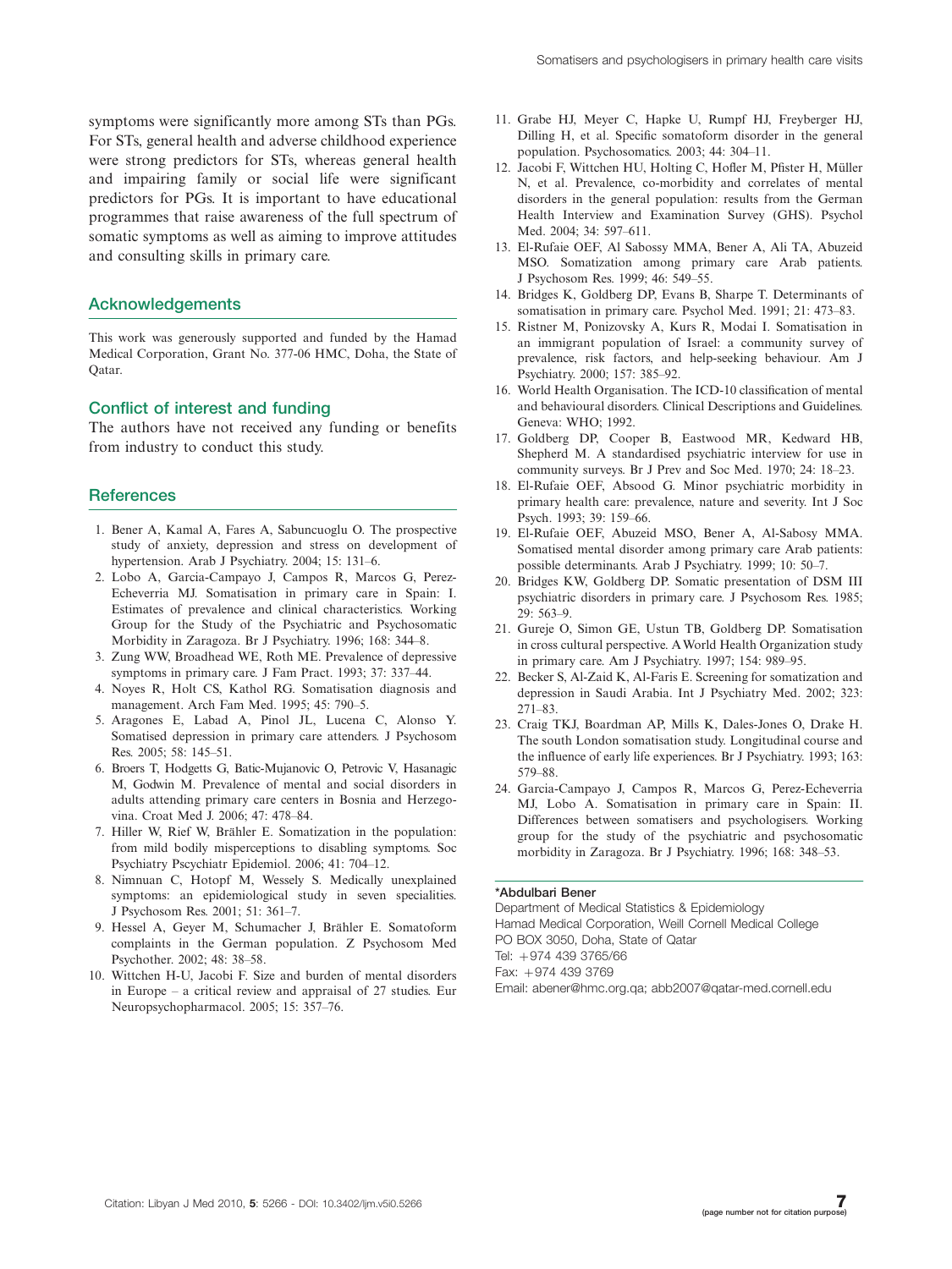symptoms were significantly more among STs than PGs. For STs, general health and adverse childhood experience were strong predictors for STs, whereas general health and impairing family or social life were significant predictors for PGs. It is important to have educational programmes that raise awareness of the full spectrum of somatic symptoms as well as aiming to improve attitudes and consulting skills in primary care.

## Acknowledgements

This work was generously supported and funded by the Hamad Medical Corporation, Grant No. 377-06 HMC, Doha, the State of Qatar.

## Conflict of interest and funding

The authors have not received any funding or benefits from industry to conduct this study.

## References

1. Bener A, Kamal A, Fares A, Sabuncuoglu O. The prospective study of anxiety, depression and stress on development of hypertension. Arab J Psychiatry. 2004; 15: 131–6.
2. Lobo A, Garcia-Campayo J, Campos R, Marcos G, Perez-Echeverria MJ. Somatisation in primary care in Spain: I. Estimates of prevalence and clinical characteristics. Working Group for the Study of the Psychiatric and Psychosomatic Morbidity in Zaragoza. Br J Psychiatry. 1996; 168: 344–8.
3. Zung WW, Broadhead WE, Roth ME. Prevalence of depressive symptoms in primary care. J Fam Pract. 1993; 37: 337–44.
4. Noyes R, Holt CS, Kathol RG. Somatisation diagnosis and management. Arch Fam Med. 1995; 45: 790–5.
5. Aragones E, Labad A, Pinol JL, Lucena C, Alonso Y. Somatised depression in primary care attenders. J Psychosom Res. 2005; 58: 145–51.
6. Broers T, Hodgetts G, Batic-Mujanovic O, Petrovic V, Hasanagic M, Godwin M. Prevalence of mental and social disorders in adults attending primary care centers in Bosnia and Herzegovina. Croat Med J. 2006; 47: 478–84.
7. Hiller W, Rief W, Brähler E. Somatization in the population: from mild bodily misperceptions to disabling symptoms. Soc Psychiatry Pscychiatr Epidemiol. 2006; 41: 704–12.
8. Nimnuan C, Hotopf M, Wessely S. Medically unexplained symptoms: an epidemiological study in seven specialities. J Psychosom Res. 2001; 51: 361–7.
9. Hessel A, Geyer M, Schumacher J, Brähler E. Somatoform complaints in the German population. Z Psychosom Med Psychother. 2002; 48: 38–58.
10. Wittchen H-U, Jacobi F. Size and burden of mental disorders in Europe – a critical review and appraisal of 27 studies. Eur Neuropsychopharmacol. 2005; 15: 357–76.
11. Grabe HJ, Meyer C, Hapke U, Rumpf HJ, Freyberger HJ, Dilling H, et al. Specific somatoform disorder in the general population. Psychosomatics. 2003; 44: 304–11.
12. Jacobi F, Wittchen HU, Holting C, Hofler M, Pfister H, Müller N, et al. Prevalence, co-morbidity and correlates of mental disorders in the general population: results from the German Health Interview and Examination Survey (GHS). Psychol Med. 2004; 34: 597–611.
13. El-Rufaie OEF, Al Sabossy MMA, Bener A, Ali TA, Abuzeid MSO. Somatization among primary care Arab patients. J Psychosom Res. 1999; 46: 549–55.
14. Bridges K, Goldberg DP, Evans B, Sharpe T. Determinants of somatisation in primary care. Psychol Med. 1991; 21: 473–83.
15. Ristner M, Ponizovsky A, Kurs R, Modai I. Somatisation in an immigrant population of Israel: a community survey of prevalence, risk factors, and help-seeking behaviour. Am J Psychiatry. 2000; 157: 385–92.
16. World Health Organisation. The ICD-10 classification of mental and behavioural disorders. Clinical Descriptions and Guidelines. Geneva: WHO; 1992.
17. Goldberg DP, Cooper B, Eastwood MR, Kedward HB, Shepherd M. A standardised psychiatric interview for use in community surveys. Br J Prev and Soc Med. 1970; 24: 18–23.
18. El-Rufaie OEF, Absood G. Minor psychiatric morbidity in primary health care: prevalence, nature and severity. Int J Soc Psych. 1993; 39: 159–66.
19. El-Rufaie OEF, Abuzeid MSO, Bener A, Al-Sabosy MMA. Somatised mental disorder among primary care Arab patients: possible determinants. Arab J Psychiatry. 1999; 10: 50–7.
20. Bridges KW, Goldberg DP. Somatic presentation of DSM III psychiatric disorders in primary care. J Psychosom Res. 1985; 29: 563–9.
21. Gureje O, Simon GE, Ustun TB, Goldberg DP. Somatisation in cross cultural perspective. A World Health Organization study in primary care. Am J Psychiatry. 1997; 154: 989–95.
22. Becker S, Al-Zaid K, Al-Faris E. Screening for somatization and depression in Saudi Arabia. Int J Psychiatry Med. 2002; 323: 271–83.
23. Craig TKJ, Boardman AP, Mills K, Dales-Jones O, Drake H. The south London somatisation study. Longitudinal course and the influence of early life experiences. Br J Psychiatry. 1993; 163: 579–88.
24. Garcia-Campayo J, Campos R, Marcos G, Perez-Echeverria MJ, Lobo A. Somatisation in primary care in Spain: II. Differences between somatisers and psychologisers. Working group for the study of the psychiatric and psychosomatic morbidity in Zaragoza. Br J Psychiatry. 1996; 168: 348–53.

**\*Abdulbari Bener**
Department of Medical Statistics & Epidemiology
Hamad Medical Corporation, Weill Cornell Medical College
PO BOX 3050, Doha, State of Qatar
Tel: +974 439 3765/66
Fax: +974 439 3769
Email: abener@hmc.org.qa; abb2007@qatar-med.cornell.edu